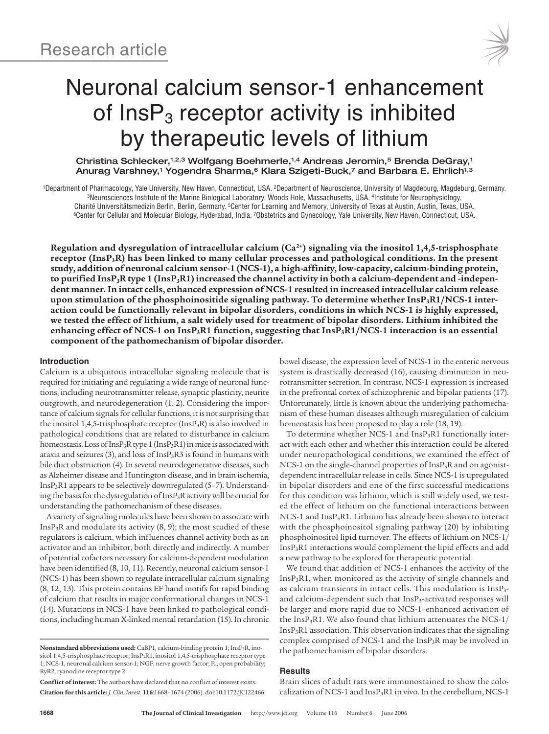Research article

# Neuronal calcium sensor-1 enhancement of $InsP_3$ receptor activity is inhibited by therapeutic levels of lithium

Christina Schlecker,[1,2,3] Wolfgang Boehmerle,[1,4] Andreas Jeromin,[5] Brenda DeGray,[1] Anurag Varshney,[1] Yogendra Sharma,[6] Klara Szigeti-Buck,[7] and Barbara E. Ehrlich[1,3]

[1]Department of Pharmacology, Yale University, New Haven, Connecticut, USA. [2]Department of Neuroscience, University of Magdeburg, Magdeburg, Germany. [3]Neurosciences Institute of the Marine Biological Laboratory, Woods Hole, Massachusetts, USA. [4]Institute for Neurophysiology, Charité Universitätsmedizin Berlin, Berlin, Germany. [5]Center for Learning and Memory, University of Texas at Austin, Austin, Texas, USA. [6]Center for Cellular and Molecular Biology, Hyderabad, India. [7]Obstetrics and Gynecology, Yale University, New Haven, Connecticut, USA.

**Regulation and dysregulation of intracellular calcium ($Ca^{2+}$) signaling via the inositol 1,4,5-trisphosphate receptor ($InsP_3R$) has been linked to many cellular processes and pathological conditions. In the present study, addition of neuronal calcium sensor-1 (NCS-1), a high-affinity, low-capacity, calcium-binding protein, to purified $InsP_3R$ type 1 ($InsP_3R1$) increased the channel activity in both a calcium-dependent and -independent manner. In intact cells, enhanced expression of NCS-1 resulted in increased intracellular calcium release upon stimulation of the phosphoinositide signaling pathway. To determine whether $InsP_3R1$/NCS-1 interaction could be functionally relevant in bipolar disorders, conditions in which NCS-1 is highly expressed, we tested the effect of lithium, a salt widely used for treatment of bipolar disorders. Lithium inhibited the enhancing effect of NCS-1 on $InsP_3R1$ function, suggesting that $InsP_3R1$/NCS-1 interaction is an essential component of the pathomechanism of bipolar disorder.**

## Introduction

Calcium is a ubiquitous intracellular signaling molecule that is required for initiating and regulating a wide range of neuronal functions, including neurotransmitter release, synaptic plasticity, neurite outgrowth, and neurodegeneration (1, 2). Considering the importance of calcium signals for cellular functions, it is not surprising that the inositol 1,4,5-trisphosphate receptor ($InsP_3R$) is also involved in pathological conditions that are related to disturbance in calcium homeostasis. Loss of $InsP_3R$ type 1 ($InsP_3R1$) in mice is associated with ataxia and seizures (3), and loss of $InsP_3R3$ is found in humans with bile duct obstruction (4). In several neurodegenerative diseases, such as Alzheimer disease and Huntington disease, and in brain ischemia, $InsP_3R1$ appears to be selectively downregulated (5–7). Understanding the basis for the dysregulation of $InsP_3R$ activity will be crucial for understanding the pathomechanism of these diseases.

A variety of signaling molecules have been shown to associate with $InsP_3R$ and modulate its activity (8, 9); the most studied of these regulators is calcium, which influences channel activity both as an activator and an inhibitor, both directly and indirectly. A number of potential cofactors necessary for calcium-dependent modulation have been identified (8, 10, 11). Recently, neuronal calcium sensor-1 (NCS-1) has been shown to regulate intracellular calcium signaling (8, 12, 13). This protein contains EF hand motifs for rapid binding of calcium that results in major conformational changes in NCS-1 (14). Mutations in NCS-1 have been linked to pathological conditions, including human X-linked mental retardation (15). In chronic bowel disease, the expression level of NCS-1 in the enteric nervous system is drastically decreased (16), causing diminution in neurotransmitter secretion. In contrast, NCS-1 expression is increased in the prefrontal cortex of schizophrenic and bipolar patients (17). Unfortunately, little is known about the underlying pathomechanism of these human diseases although misregulation of calcium homeostasis has been proposed to play a role (18, 19).

To determine whether NCS-1 and $InsP_3R1$ functionally interact with each other and whether this interaction could be altered under neuropathological conditions, we examined the effect of NCS-1 on the single-channel properties of $InsP_3R$ and on agonist-dependent intracellular release in cells. Since NCS-1 is upregulated in bipolar disorders and one of the first successful medications for this condition was lithium, which is still widely used, we tested the effect of lithium on the functional interactions between NCS-1 and $InsP_3R1$. Lithium has already been shown to interact with the phosphoinositol signaling pathway (20) by inhibiting phosphoinositol lipid turnover. The effects of lithium on NCS-1/$InsP_3R1$ interactions would complement the lipid effects and add a new pathway to be explored for therapeutic potential.

We found that addition of NCS-1 enhances the activity of the $InsP_3R1$, when monitored as the activity of single channels and as calcium transients in intact cells. This modulation is $InsP_3$- and calcium-dependent such that $InsP_3$-activated responses will be larger and more rapid due to NCS-1–enhanced activation of the $InsP_3R1$. We also found that lithium attenuates the NCS-1/$InsP_3R1$ association. This observation indicates that the signaling complex comprised of NCS-1 and the $InsP_3R$ may be involved in the pathomechanism of bipolar disorders.

## Results

Brain slices of adult rats were immunostained to show the colocalization of NCS-1 and $InsP_3R1$ in vivo. In the cerebellum, NCS-1

---

**Nonstandard abbreviations used:** CaBP1, calcium-binding protein 1; $InsP_3R$, inositol 1,4,5-trisphosphate receptor; $InsP_3R1$, inositol 1,4,5-trisphosphate receptor type 1; NCS-1, neuronal calcium sensor-1; NGF, nerve growth factor; $P_o$, open probability; RyR2, ryanodine receptor type 2.

**Conflict of interest:** The authors have declared that no conflict of interest exists.

**Citation for this article:** *J. Clin. Invest.* **116**:1668–1674 (2006). doi:10.1172/JCI22466.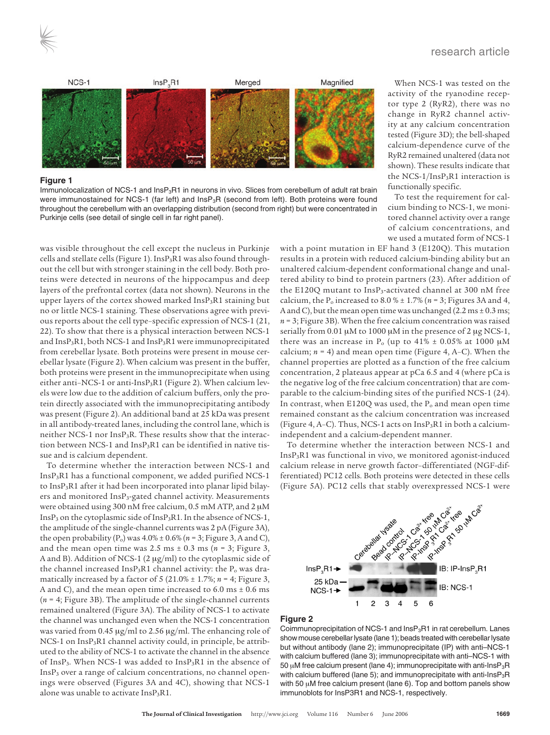**Figure 1**
Immunolocalization of NCS-1 and $InsP_3R1$ in neurons in vivo. Slices from cerebellum of adult rat brain were immunostained for NCS-1 (far left) and $InsP_3R$ (second from left). Both proteins were found throughout the cerebellum with an overlapping distribution (second from right) but were concentrated in Purkinje cells (see detail of single cell in far right panel).

was visible throughout the cell except the nucleus in Purkinje cells and stellate cells (Figure 1). $InsP_3R1$ was also found throughout the cell but with stronger staining in the cell body. Both proteins were detected in neurons of the hippocampus and deep layers of the prefrontal cortex (data not shown). Neurons in the upper layers of the cortex showed marked $InsP_3R1$ staining but no or little NCS-1 staining. These observations agree with previous reports about the cell type–specific expression of NCS-1 (21, 22). To show that there is a physical interaction between NCS-1 and $InsP_3R1$, both NCS-1 and $InsP_3R1$ were immunoprecipitated from cerebellar lysate. Both proteins were present in mouse cerebellar lysate (Figure 2). When calcium was present in the buffer, both proteins were present in the immunoprecipitate when using either anti–NCS-1 or anti-$InsP_3R1$ (Figure 2). When calcium levels were low due to the addition of calcium buffers, only the protein directly associated with the immunoprecipitating antibody was present (Figure 2). An additional band at 25 kDa was present in all antibody-treated lanes, including the control lane, which is neither NCS-1 nor $InsP_3R$. These results show that the interaction between NCS-1 and $InsP_3R1$ can be identified in native tissue and is calcium dependent.

To determine whether the interaction between NCS-1 and $InsP_3R1$ has a functional component, we added purified NCS-1 to $InsP_3R1$ after it had been incorporated into planar lipid bilayers and monitored $InsP_3$-gated channel activity. Measurements were obtained using 300 nM free calcium, 0.5 mM ATP, and 2 μM $InsP_3$ on the cytoplasmic side of $InsP_3R1$. In the absence of NCS-1, the amplitude of the single-channel currents was 2 pA (Figure 3A), the open probability ($P_o$) was 4.0% ± 0.6% ($n$ = 3; Figure 3, A and C), and the mean open time was 2.5 ms ± 0.3 ms ($n$ = 3; Figure 3, A and B). Addition of NCS-1 (2 μg/ml) to the cytoplasmic side of the channel increased $InsP_3R1$ channel activity: the $P_o$ was dramatically increased by a factor of 5 (21.0% ± 1.7%; $n$ = 4; Figure 3, A and C), and the mean open time increased to 6.0 ms ± 0.6 ms ($n$ = 4; Figure 3B). The amplitude of the single-channel currents remained unaltered (Figure 3A). The ability of NCS-1 to activate the channel was unchanged even when the NCS-1 concentration was varied from 0.45 μg/ml to 2.56 μg/ml. The enhancing role of NCS-1 on $InsP_3R1$ channel activity could, in principle, be attributed to the ability of NCS-1 to activate the channel in the absence of $InsP_3$. When NCS-1 was added to $InsP_3R1$ in the absence of $InsP_3$ over a range of calcium concentrations, no channel openings were observed (Figures 3A and 4C), showing that NCS-1 alone was unable to activate $InsP_3R1$.

When NCS-1 was tested on the activity of the ryanodine receptor type 2 (RyR2), there was no change in RyR2 channel activity at any calcium concentration tested (Figure 3D); the bell-shaped calcium-dependence curve of the RyR2 remained unaltered (data not shown). These results indicate that the NCS-1/$InsP_3R1$ interaction is functionally specific.

To test the requirement for calcium binding to NCS-1, we monitored channel activity over a range of calcium concentrations, and we used a mutated form of NCS-1 with a point mutation in EF hand 3 (E120Q). This mutation results in a protein with reduced calcium-binding ability but an unaltered calcium-dependent conformational change and unaltered ability to bind to protein partners (23). After addition of the E120Q mutant to $InsP_3$-activated channel at 300 nM free calcium, the $P_o$ increased to 8.0 % ± 1.7% ($n$ = 3; Figures 3A and 4, A and C), but the mean open time was unchanged (2.2 ms ± 0.3 ms; $n$ = 3; Figure 3B). When the free calcium concentration was raised serially from 0.01 μM to 1000 μM in the presence of 2 μg NCS-1, there was an increase in $P_o$ (up to 41% ± 0.05% at 1000 μM calcium; $n$ = 4) and mean open time (Figure 4, A–C). When the channel properties are plotted as a function of the free calcium concentration, 2 plateaus appear at pCa 6.5 and 4 (where pCa is the negative log of the free calcium concentration) that are comparable to the calcium-binding sites of the purified NCS-1 (24). In contrast, when E120Q was used, the $P_o$ and mean open time remained constant as the calcium concentration was increased (Figure 4, A–C). Thus, NCS-1 acts on $InsP_3R1$ in both a calcium-independent and a calcium-dependent manner.

To determine whether the interaction between NCS-1 and $InsP_3R1$ was functional in vivo, we monitored agonist-induced calcium release in nerve growth factor–differentiated (NGF-differentiated) PC12 cells. Both proteins were detected in these cells (Figure 5A). PC12 cells that stably overexpressed NCS-1 were

**Figure 2**
Coimmunoprecipitation of NCS-1 and $InsP_3R1$ in rat cerebellum. Lanes show mouse cerebellar lysate (lane 1); beads treated with cerebellar lysate but without antibody (lane 2); immunoprecipitate (IP) with anti–NCS-1 with calcium buffered (lane 3); immunoprecipitate with anti–NCS-1 with 50 μM free calcium present (lane 4); immunoprecipitate with anti-$InsP_3R$ with calcium buffered (lane 5); and immunoprecipitate with anti-$InsP_3R$ with 50 μM free calcium present (lane 6). Top and bottom panels show immunoblots for InsP3R1 and NCS-1, respectively.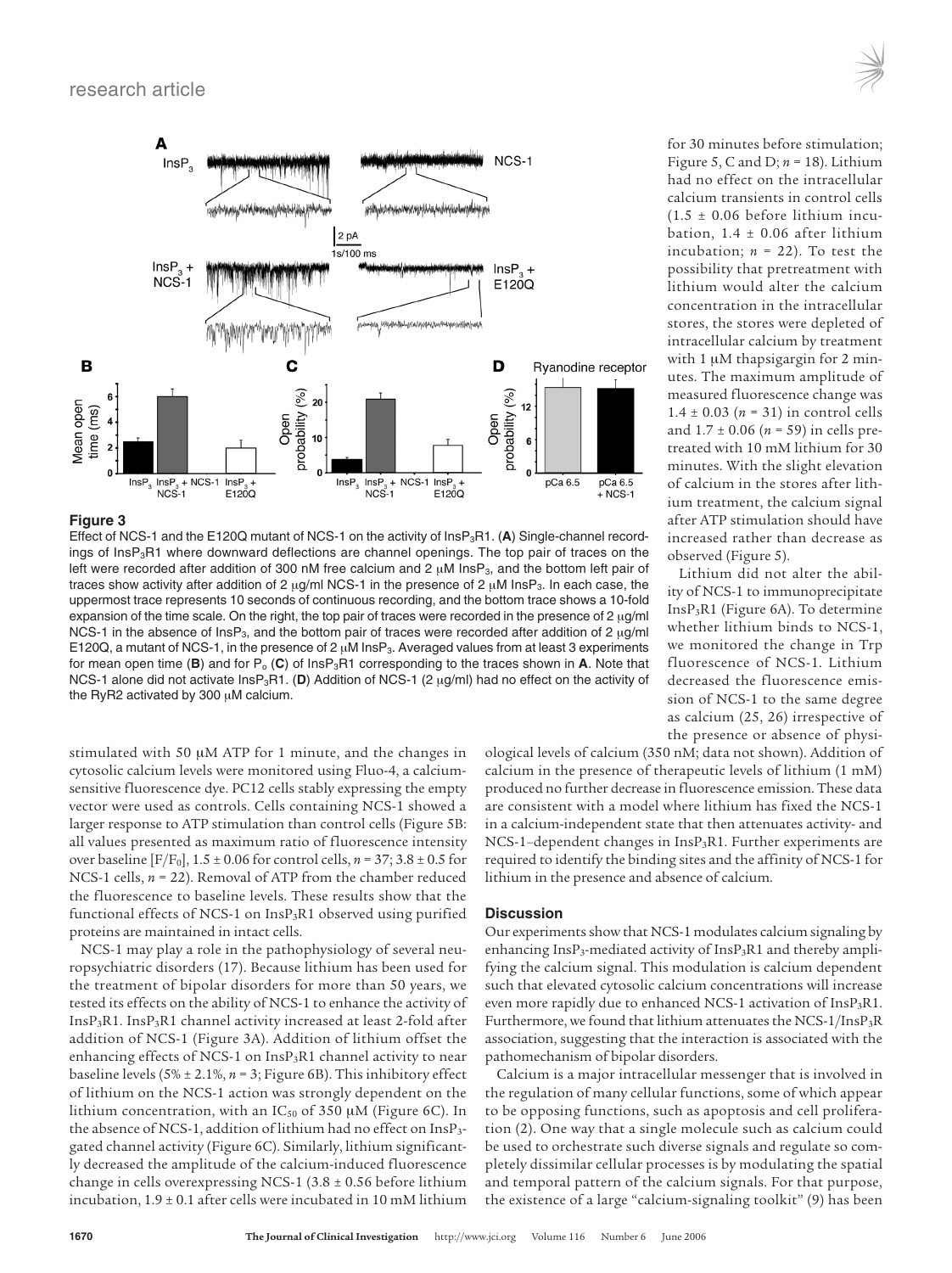**Figure 3**

Effect of NCS-1 and the E120Q mutant of NCS-1 on the activity of $InsP_3R1$. (**A**) Single-channel recordings of $InsP_3R1$ where downward deflections are channel openings. The top pair of traces on the left were recorded after addition of 300 nM free calcium and 2 μM $InsP_3$, and the bottom left pair of traces show activity after addition of 2 μg/ml NCS-1 in the presence of 2 μM $InsP_3$. In each case, the uppermost trace represents 10 seconds of continuous recording, and the bottom trace shows a 10-fold expansion of the time scale. On the right, the top pair of traces were recorded in the presence of 2 μg/ml NCS-1 in the absence of $InsP_3$, and the bottom pair of traces were recorded after addition of 2 μg/ml E120Q, a mutant of NCS-1, in the presence of 2 μM $InsP_3$. Averaged values from at least 3 experiments for mean open time (**B**) and for $P_o$ (**C**) of $InsP_3R1$ corresponding to the traces shown in **A**. Note that NCS-1 alone did not activate $InsP_3R1$. (**D**) Addition of NCS-1 (2 μg/ml) had no effect on the activity of the RyR2 activated by 300 μM calcium.

stimulated with 50 μM ATP for 1 minute, and the changes in cytosolic calcium levels were monitored using Fluo-4, a calcium-sensitive fluorescent dye. PC12 cells stably expressing the empty vector were used as controls. Cells containing NCS-1 showed a larger response to ATP stimulation than control cells (Figure 5B: all values presented as maximum ratio of fluorescence intensity over baseline [$F/F_0$], 1.5 ± 0.06 for control cells, $n$ = 37; 3.8 ± 0.5 for NCS-1 cells, $n$ = 22). Removal of ATP from the chamber reduced the fluorescence to baseline levels. These results show that the functional effects of NCS-1 on $InsP_3R1$ observed using purified proteins are maintained in intact cells.

NCS-1 may play a role in the pathophysiology of several neuropsychiatric disorders (17). Because lithium has been used for the treatment of bipolar disorders for more than 50 years, we tested its effects on the ability of NCS-1 to enhance the activity of $InsP_3R1$. $InsP_3R1$ channel activity increased at least 2-fold after addition of NCS-1 (Figure 3A). Addition of lithium offset the enhancing effects of NCS-1 on $InsP_3R1$ channel activity to near baseline levels (5% ± 2.1%, $n$ = 3; Figure 6B). This inhibitory effect of lithium on the NCS-1 action was strongly dependent on the lithium concentration, with an $IC_{50}$ of 350 μM (Figure 6C). In the absence of NCS-1, addition of lithium had no effect on $InsP_3$-gated channel activity (Figure 6C). Similarly, lithium significantly decreased the amplitude of the calcium-induced fluorescence change in cells overexpressing NCS-1 (3.8 ± 0.56 before lithium incubation, 1.9 ± 0.1 after cells were incubated in 10 mM lithium for 30 minutes before stimulation; Figure 5, C and D; $n$ = 18). Lithium had no effect on the intracellular calcium transients in control cells (1.5 ± 0.06 before lithium incubation, 1.4 ± 0.06 after lithium incubation; $n$ = 22). To test the possibility that pretreatment with lithium would alter the calcium concentration in the intracellular stores, the stores were depleted of intracellular calcium by treatment with 1 μM thapsigargin for 2 minutes. The maximum amplitude of measured fluorescence change was 1.4 ± 0.03 ($n$ = 31) in control cells and 1.7 ± 0.06 ($n$ = 59) in cells pretreated with 10 mM lithium for 30 minutes. With the slight elevation of calcium in the stores after lithium treatment, the calcium signal after ATP stimulation should have increased rather than decrease as observed (Figure 5).

Lithium did not alter the ability of NCS-1 to immunoprecipitate $InsP_3R1$ (Figure 6A). To determine whether lithium binds to NCS-1, we monitored the change in Trp fluorescence of NCS-1. Lithium decreased the fluorescence emission of NCS-1 to the same degree as calcium (25, 26) irrespective of the presence or absence of physiological levels of calcium (350 nM; data not shown). Addition of calcium in the presence of therapeutic levels of lithium (1 mM) produced no further decrease in fluorescence emission. These data are consistent with a model where lithium has fixed the NCS-1 in a calcium-independent state that then attenuates activity- and NCS-1–dependent changes in $InsP_3R1$. Further experiments are required to identify the binding sites and the affinity of NCS-1 for lithium in the presence and absence of calcium.

## Discussion

Our experiments show that NCS-1 modulates calcium signaling by enhancing $InsP_3$-mediated activity of $InsP_3R1$ and thereby amplifying the calcium signal. This modulation is calcium dependent such that elevated cytosolic calcium concentrations will increase even more rapidly due to enhanced NCS-1 activation of $InsP_3R1$. Furthermore, we found that lithium attenuates the NCS-1/$InsP_3R$ association, suggesting that the interaction is associated with the pathomechanism of bipolar disorders.

Calcium is a major intracellular messenger that is involved in the regulation of many cellular functions, some of which appear to be opposing functions, such as apoptosis and cell proliferation (2). One way that a single molecule such as calcium could be used to orchestrate such diverse signals and regulate so completely dissimilar cellular processes is by modulating the spatial and temporal pattern of the calcium signals. For that purpose, the existence of a large "calcium-signaling toolkit" (9) has been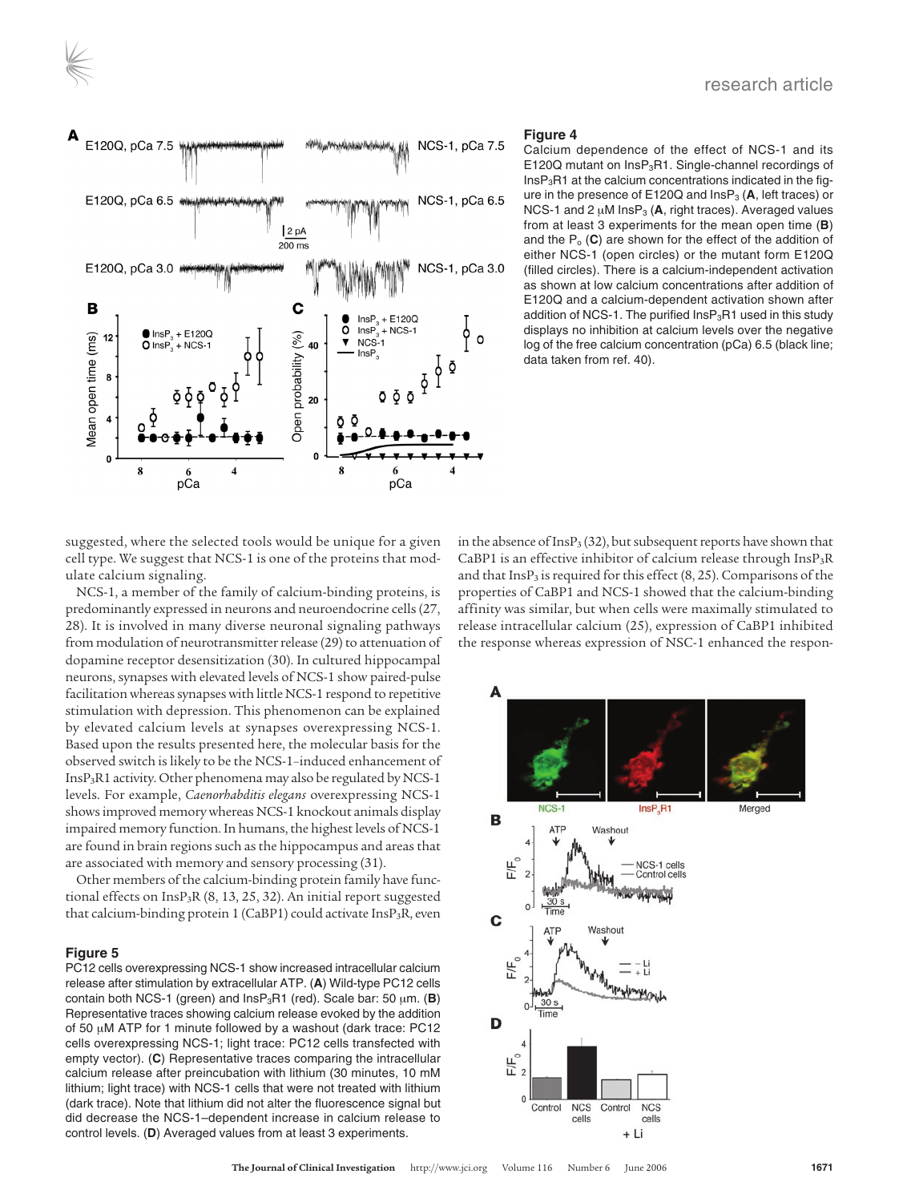**Figure 4**

Calcium dependence of the effect of NCS-1 and its E120Q mutant on $InsP_3R1$. Single-channel recordings of $InsP_3R1$ at the calcium concentrations indicated in the figure in the presence of E120Q and $InsP_3$ (**A**, left traces) or NCS-1 and 2 μM $InsP_3$ (**A**, right traces). Averaged values from at least 3 experiments for the mean open time (**B**) and the $P_o$ (**C**) are shown for the effect of the addition of either NCS-1 (open circles) or the mutant form E120Q (filled circles). There is a calcium-independent activation as shown at low calcium concentrations after addition of E120Q and a calcium-dependent activation shown after addition of NCS-1. The purified $InsP_3R1$ used in this study displays no inhibition at calcium levels over the negative log of the free calcium concentration (pCa) 6.5 (black line; data taken from ref. 40).

suggested, where the selected tools would be unique for a given cell type. We suggest that NCS-1 is one of the proteins that modulate calcium signaling.

NCS-1, a member of the family of calcium-binding proteins, is predominantly expressed in neurons and neuroendocrine cells (27, 28). It is involved in many diverse neuronal signaling pathways from modulation of neurotransmitter release (29) to attenuation of dopamine receptor desensitization (30). In cultured hippocampal neurons, synapses with elevated levels of NCS-1 show paired-pulse facilitation whereas synapses with little NCS-1 respond to repetitive stimulation with depression. This phenomenon can be explained by elevated calcium levels at synapses overexpressing NCS-1. Based upon the results presented here, the molecular basis for the observed switch is likely to be the NCS-1–induced enhancement of $InsP_3R1$ activity. Other phenomena may also be regulated by NCS-1 levels. For example, *Caenorhabditis elegans* overexpressing NCS-1 shows improved memory whereas NCS-1 knockout animals display impaired memory function. In humans, the highest levels of NCS-1 are found in brain regions such as the hippocampus and areas that are associated with memory and sensory processing (31).

Other members of the calcium-binding protein family have functional effects on $InsP_3R$ (8, 13, 25, 32). An initial report suggested that calcium-binding protein 1 (CaBP1) could activate $InsP_3R$, even in the absence of $InsP_3$ (32), but subsequent reports have shown that CaBP1 is an effective inhibitor of calcium release through $InsP_3R$ and that $InsP_3$ is required for this effect (8, 25). Comparisons of the properties of CaBP1 and NCS-1 showed that the calcium-binding affinity was similar, but when cells were maximally stimulated to release intracellular calcium (25), expression of CaBP1 inhibited the response whereas expression of NSC-1 enhanced the respon-

**Figure 5**

PC12 cells overexpressing NCS-1 show increased intracellular calcium release after stimulation by extracellular ATP. (**A**) Wild-type PC12 cells contain both NCS-1 (green) and $InsP_3R1$ (red). Scale bar: 50 μm. (**B**) Representative traces showing calcium release evoked by the addition of 50 μM ATP for 1 minute followed by a washout (dark trace: PC12 cells overexpressing NCS-1; light trace: PC12 cells transfected with empty vector). (**C**) Representative traces comparing the intracellular calcium release after preincubation with lithium (30 minutes, 10 mM lithium; light trace) with NCS-1 cells that were not treated with lithium (dark trace). Note that lithium did not alter the fluorescence signal but did decrease the NCS-1–dependent increase in calcium release to control levels. (**D**) Averaged values from at least 3 experiments.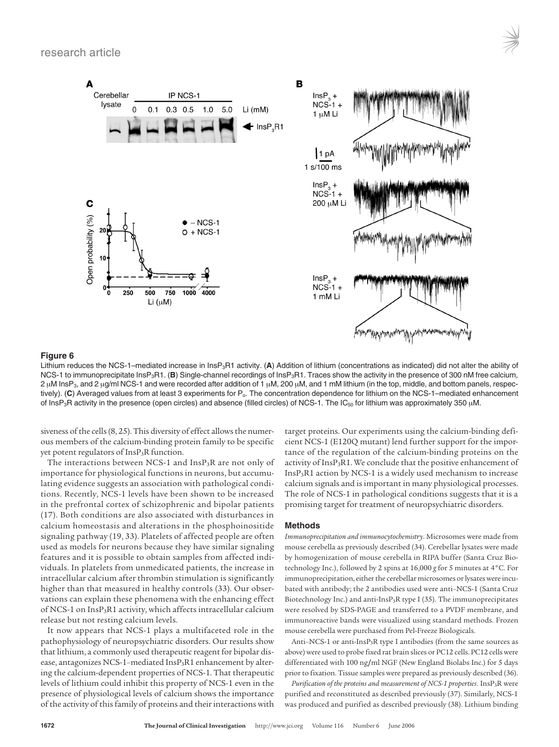**Figure 6**

Lithium reduces the NCS-1–mediated increase in $InsP_3R1$ activity. (**A**) Addition of lithium (concentrations as indicated) did not alter the ability of NCS-1 to immunoprecipitate $InsP_3R1$. (**B**) Single-channel recordings of $InsP_3R1$. Traces show the activity in the presence of 300 nM free calcium, 2 μM $InsP_3$, and 2 μg/ml NCS-1 and were recorded after addition of 1 μM, 200 μM, and 1 mM lithium (in the top, middle, and bottom panels, respectively). (**C**) Averaged values from at least 3 experiments for $P_o$. The concentration dependence for lithium on the NCS-1–mediated enhancement of $InsP_3R$ activity in the presence (open circles) and absence (filled circles) of NCS-1. The $IC_{50}$ for lithium was approximately 350 μM.

siveness of the cells (8, 25). This diversity of effect allows the numerous members of the calcium-binding protein family to be specific yet potent regulators of $InsP_3R$ function.

The interactions between NCS-1 and $InsP_3R$ are not only of importance for physiological functions in neurons, but accumulating evidence suggests an association with pathological conditions. Recently, NCS-1 levels have been shown to be increased in the prefrontal cortex of schizophrenic and bipolar patients (17). Both conditions are also associated with disturbances in calcium homeostasis and alterations in the phosphoinositide signaling pathway (19, 33). Platelets of affected people are often used as models for neurons because they have similar signaling features and it is possible to obtain samples from affected individuals. In platelets from unmedicated patients, the increase in intracellular calcium after thrombin stimulation is significantly higher than that measured in healthy controls (33). Our observations can explain these phenomena with the enhancing effect of NCS-1 on $InsP_3R1$ activity, which affects intracellular calcium release but not resting calcium levels.

It now appears that NCS-1 plays a multifaceted role in the pathophysiology of neuropsychiatric disorders. Our results show that lithium, a commonly used therapeutic reagent for bipolar disease, antagonizes NCS-1–mediated $InsP_3R1$ enhancement by altering the calcium-dependent properties of NCS-1. That therapeutic levels of lithium could inhibit this property of NCS-1 even in the presence of physiological levels of calcium shows the importance of the activity of this family of proteins and their interactions with target proteins. Our experiments using the calcium-binding deficient NCS-1 (E120Q mutant) lend further support for the importance of the regulation of the calcium-binding proteins on the activity of $InsP_3R1$. We conclude that the positive enhancement of $InsP_3R1$ action by NCS-1 is a widely used mechanism to increase calcium signals and is important in many physiological processes. The role of NCS-1 in pathological conditions suggests that it is a promising target for treatment of neuropsychiatric disorders.

## Methods

*Immunoprecipitation and immunocytochemistry*. Microsomes were made from mouse cerebella as previously described (34). Cerebellar lysates were made by homogenization of mouse cerebella in RIPA buffer (Santa Cruz Biotechnology Inc.), followed by 2 spins at 16,000 *g* for 5 minutes at 4°C. For immunoprecipitation, either the cerebellar microsomes or lysates were incubated with antibody; the 2 antibodies used were anti–NCS-1 (Santa Cruz Biotechnology Inc.) and anti-$InsP_3R$ type I (35). The immunoprecipitates were resolved by SDS-PAGE and transferred to a PVDF membrane, and immunoreactive bands were visualized using standard methods. Frozen mouse cerebella were purchased from Pel-Freeze Biologicals.

Anti–NCS-1 or anti-$InsP_3R$ type I antibodies (from the same sources as above) were used to probe fixed rat brain slices or PC12 cells. PC12 cells were differentiated with 100 ng/ml NGF (New England Biolabs Inc.) for 5 days prior to fixation. Tissue samples were prepared as previously described (36).

*Purification of the proteins and measurement of NCS-1 properties*. $InsP_3R$ were purified and reconstituted as described previously (37). Similarly, NCS-1 was produced and purified as described previously (38). Lithium binding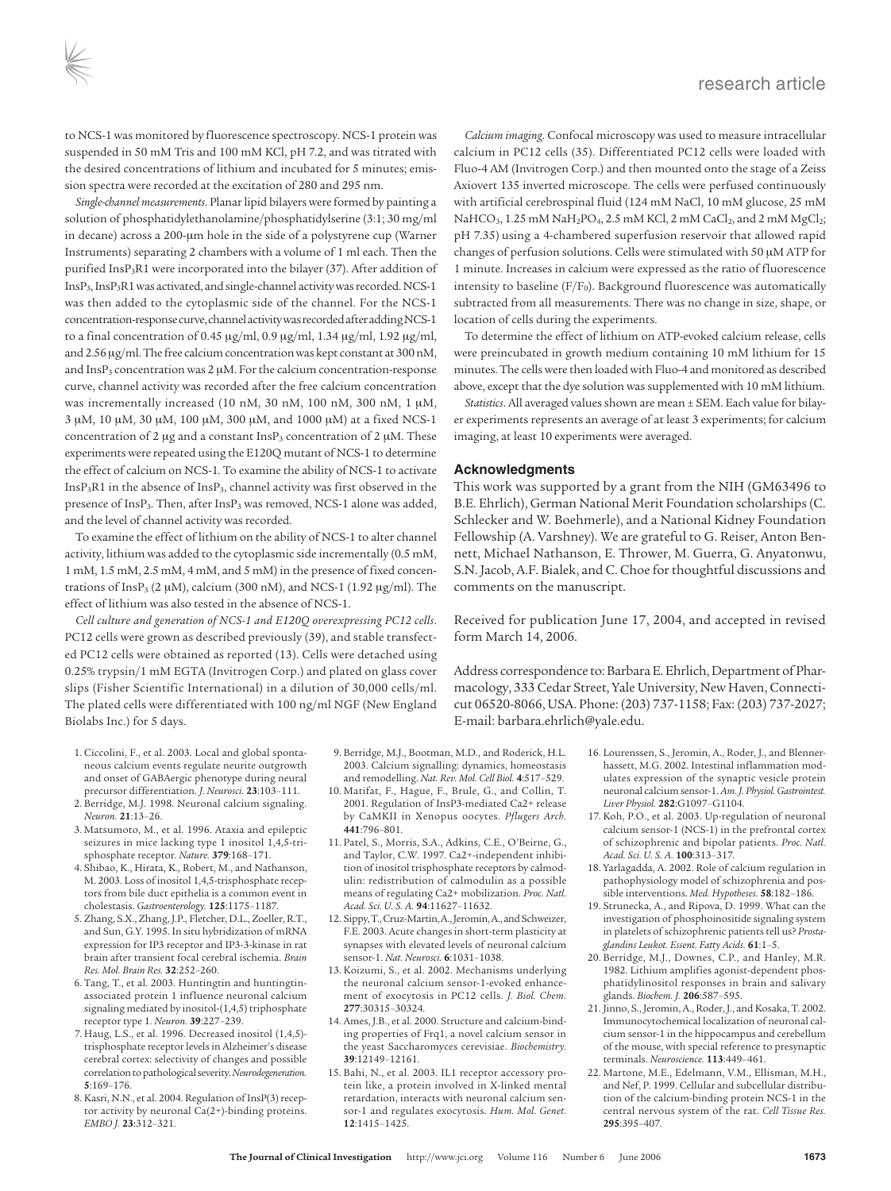to NCS-1 was monitored by fluorescence spectroscopy. NCS-1 protein was suspended in 50 mM Tris and 100 mM KCl, pH 7.2, and was titrated with the desired concentrations of lithium and incubated for 5 minutes; emission spectra were recorded at the excitation of 280 and 295 nm.

*Single-channel measurements*. Planar lipid bilayers were formed by painting a solution of phosphatidylethanolamine/phosphatidylserine (3:1; 30 mg/ml in decane) across a 200-μm hole in the side of a polystyrene cup (Warner Instruments) separating 2 chambers with a volume of 1 ml each. Then the purified $InsP_3R1$ were incorporated into the bilayer (37). After addition of $InsP_3$, $InsP_3R1$ was activated, and single-channel activity was recorded. NCS-1 was then added to the cytoplasmic side of the channel. For the NCS-1 concentration-response curve, channel activity was recorded after adding NCS-1 to a final concentration of 0.45 μg/ml, 0.9 μg/ml, 1.34 μg/ml, 1.92 μg/ml, and 2.56 μg/ml. The free calcium concentration was kept constant at 300 nM, and $InsP_3$ concentration was 2 μM. For the calcium concentration-response curve, channel activity was recorded after the free calcium concentration was incrementally increased (10 nM, 30 nM, 100 nM, 300 nM, 1 μM, 3 μM, 10 μM, 30 μM, 100 μM, 300 μM, and 1000 μM) at a fixed NCS-1 concentration of 2 μg and a constant $InsP_3$ concentration of 2 μM. These experiments were repeated using the E120Q mutant of NCS-1 to determine the effect of calcium on NCS-1. To examine the ability of NCS-1 to activate $InsP_3R1$ in the absence of $InsP_3$, channel activity was first observed in the presence of $InsP_3$. Then, after $InsP_3$ was removed, NCS-1 alone was added, and the level of channel activity was recorded.

To examine the effect of lithium on the ability of NCS-1 to alter channel activity, lithium was added to the cytoplasmic side incrementally (0.5 mM, 1 mM, 1.5 mM, 2.5 mM, 4 mM, and 5 mM) in the presence of fixed concentrations of $InsP_3$ (2 μM), calcium (300 nM), and NCS-1 (1.92 μg/ml). The effect of lithium was also tested in the absence of NCS-1.

*Cell culture and generation of NCS-1 and E120Q overexpressing PC12 cells*. PC12 cells were grown as described previously (39), and stable transfected PC12 cells were obtained as reported (13). Cells were detached using 0.25% trypsin/1 mM EGTA (Invitrogen Corp.) and plated on glass cover slips (Fisher Scientific International) in a dilution of 30,000 cells/ml. The plated cells were differentiated with 100 ng/ml NGF (New England Biolabs Inc.) for 5 days.

*Calcium imaging*. Confocal microscopy was used to measure intracellular calcium in PC12 cells (35). Differentiated PC12 cells were loaded with Fluo-4 AM (Invitrogen Corp.) and then mounted onto the stage of a Zeiss Axiovert 135 inverted microscope. The cells were perfused continuously with artificial cerebrospinal fluid (124 mM NaCl, 10 mM glucose, 25 mM $NaHCO_3$, 1.25 mM $NaH_2PO_4$, 2.5 mM KCl, 2 mM $CaCl_2$, and 2 mM $MgCl_2$; pH 7.35) using a 4-chambered superfusion reservoir that allowed rapid changes of perfusion solutions. Cells were stimulated with 50 μM ATP for 1 minute. Increases in calcium were expressed as the ratio of fluorescence intensity to baseline ($F/F_0$). Background fluorescence was automatically subtracted from all measurements. There was no change in size, shape, or location of cells during the experiments.

To determine the effect of lithium on ATP-evoked calcium release, cells were preincubated in growth medium containing 10 mM lithium for 15 minutes. The cells were then loaded with Fluo-4 and monitored as described above, except that the dye solution was supplemented with 10 mM lithium.

*Statistics*. All averaged values shown are mean ± SEM. Each value for bilayer experiments represents an average of at least 3 experiments; for calcium imaging, at least 10 experiments were averaged.

## Acknowledgments

This work was supported by a grant from the NIH (GM63496 to B.E. Ehrlich), German National Merit Foundation scholarships (C. Schlecker and W. Boehmerle), and a National Kidney Foundation Fellowship (A. Varshney). We are grateful to G. Reiser, Anton Bennett, Michael Nathanson, E. Thrower, M. Guerra, G. Anyatonwu, S.N. Jacob, A.F. Bialek, and C. Choe for thoughtful discussions and comments on the manuscript.

Received for publication June 17, 2004, and accepted in revised form March 14, 2006.

Address correspondence to: Barbara E. Ehrlich, Department of Pharmacology, 333 Cedar Street, Yale University, New Haven, Connecticut 06520-8066, USA. Phone: (203) 737-1158; Fax: (203) 737-2027; E-mail: barbara.ehrlich@yale.edu.

1. Ciccolini, F., et al. 2003. Local and global spontaneous calcium events regulate neurite outgrowth and onset of GABAergic phenotype during neural precursor differentiation. *J. Neurosci.* **23**:103–111.
2. Berridge, M.J. 1998. Neuronal calcium signaling. *Neuron.* **21**:13–26.
3. Matsumoto, M., et al. 1996. Ataxia and epileptic seizures in mice lacking type 1 inositol 1,4,5-trisphosphate receptor. *Nature.* **379**:168–171.
4. Shibao, K., Hirata, K., Robert, M., and Nathanson, M. 2003. Loss of inositol 1,4,5-trisphosphate receptors from bile duct epithelia is a common event in cholestasis. *Gastroenterology.* **125**:1175–1187.
5. Zhang, S.X., Zhang, J.P., Fletcher, D.L., Zoeller, R.T., and Sun, G.Y. 1995. In situ hybridization of mRNA expression for IP3 receptor and IP3-3-kinase in rat brain after transient focal cerebral ischemia. *Brain Res. Mol. Brain Res.* **32**:252–260.
6. Tang, T., et al. 2003. Huntingtin and huntingtin-associated protein 1 influence neuronal calcium signaling mediated by inositol-(1,4,5) triphosphate receptor type 1. *Neuron.* **39**:227–239.
7. Haug, L.S., et al. 1996. Decreased inositol (1,4,5)-trisphosphate receptor levels in Alzheimer's disease cerebral cortex: selectivity of changes and possible correlation to pathological severity. *Neurodegeneration.* **5**:169–176.
8. Kasri, N.N., et al. 2004. Regulation of InsP(3) receptor activity by neuronal Ca(2+)-binding proteins. *EMBO J.* **23**:312–321.
9. Berridge, M.J., Bootman, M.D., and Roderick, H.L. 2003. Calcium signalling: dynamics, homeostasis and remodelling. *Nat. Rev. Mol. Cell Biol.* **4**:517–529.
10. Matifat, F., Hague, F., Brule, G., and Collin, T. 2001. Regulation of InsP3-mediated Ca2+ release by CaMKII in Xenopus oocytes. *Pflugers Arch.* **441**:796–801.
11. Patel, S., Morris, S.A., Adkins, C.E., O'Beirne, G., and Taylor, C.W. 1997. Ca2+-independent inhibition of inositol trisphosphate receptors by calmodulin: redistribution of calmodulin as a possible means of regulating Ca2+ mobilization. *Proc. Natl. Acad. Sci. U. S. A.* **94**:11627–11632.
12. Sippy, T., Cruz-Martin, A., Jeromin, A., and Schweizer, F.E. 2003. Acute changes in short-term plasticity at synapses with elevated levels of neuronal calcium sensor-1. *Nat. Neurosci.* **6**:1031–1038.
13. Koizumi, S., et al. 2002. Mechanisms underlying the neuronal calcium sensor-1-evoked enhancement of exocytosis in PC12 cells. *J. Biol. Chem.* **277**:30315–30324.
14. Ames, J.B., et al. 2000. Structure and calcium-binding properties of Frq1, a novel calcium sensor in the yeast Saccharomyces cerevisiae. *Biochemistry.* **39**:12149–12161.
15. Bahi, N., et al. 2003. IL1 receptor accessory protein like, a protein involved in X-linked mental retardation, interacts with neuronal calcium sensor-1 and regulates exocytosis. *Hum. Mol. Genet.* **12**:1415–1425.
16. Lourenssen, S., Jeromin, A., Roder, J., and Blennerhassett, M.G. 2002. Intestinal inflammation modulates expression of the synaptic vesicle protein neuronal calcium sensor-1. *Am. J. Physiol. Gastrointest. Liver Physiol.* **282**:G1097–G1104.
17. Koh, P.O., et al. 2003. Up-regulation of neuronal calcium sensor-1 (NCS-1) in the prefrontal cortex of schizophrenic and bipolar patients. *Proc. Natl. Acad. Sci. U. S. A.* **100**:313–317.
18. Yarlagadda, A. 2002. Role of calcium regulation in pathophysiology model of schizophrenia and possible interventions. *Med. Hypotheses.* **58**:182–186.
19. Strunecka, A., and Ripova, D. 1999. What can the investigation of phosphoinositide signaling system in platelets of schizophrenic patients tell us? *Prostaglandins Leukot. Essent. Fatty Acids.* **61**:1–5.
20. Berridge, M.J., Downes, C.P., and Hanley, M.R. 1982. Lithium amplifies agonist-dependent phosphatidylinositol responses in brain and salivary glands. *Biochem. J.* **206**:587–595.
21. Jinno, S., Jeromin, A., Roder, J., and Kosaka, T. 2002. Immunocytochemical localization of neuronal calcium sensor-1 in the hippocampus and cerebellum of the mouse, with special reference to presynaptic terminals. *Neuroscience.* **113**:449–461.
22. Martone, M.E., Edelmann, V.M., Ellisman, M.H., and Nef, P. 1999. Cellular and subcellular distribution of the calcium-binding protein NCS-1 in the central nervous system of the rat. *Cell Tissue Res.* **295**:395–407.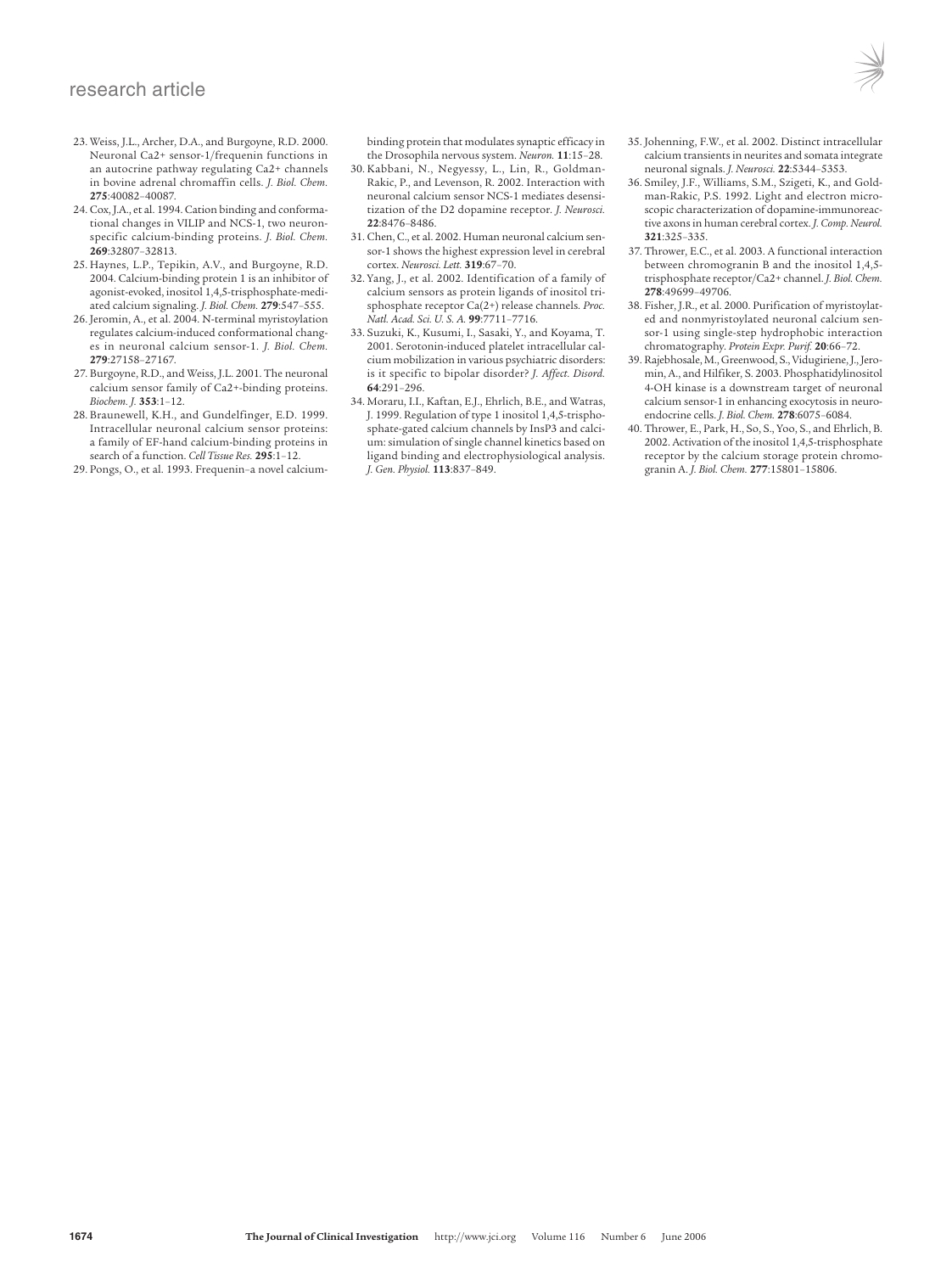23. Weiss, J.L., Archer, D.A., and Burgoyne, R.D. 2000. Neuronal Ca2+ sensor-1/frequenin functions in an autocrine pathway regulating Ca2+ channels in bovine adrenal chromaffin cells. *J. Biol. Chem.* **275**:40082–40087.
24. Cox, J.A., et al. 1994. Cation binding and conformational changes in VILIP and NCS-1, two neuron-specific calcium-binding proteins. *J. Biol. Chem.* **269**:32807–32813.
25. Haynes, L.P., Tepikin, A.V., and Burgoyne, R.D. 2004. Calcium-binding protein 1 is an inhibitor of agonist-evoked, inositol 1,4,5-trisphosphate-mediated calcium signaling. *J. Biol. Chem.* **279**:547–555.
26. Jeromin, A., et al. 2004. N-terminal myristoylation regulates calcium-induced conformational changes in neuronal calcium sensor-1. *J. Biol. Chem.* **279**:27158–27167.
27. Burgoyne, R.D., and Weiss, J.L. 2001. The neuronal calcium sensor family of Ca2+-binding proteins. *Biochem. J.* **353**:1–12.
28. Braunewell, K.H., and Gundelfinger, E.D. 1999. Intracellular neuronal calcium sensor proteins: a family of EF-hand calcium-binding proteins in search of a function. *Cell Tissue Res.* **295**:1–12.
29. Pongs, O., et al. 1993. Frequenin–a novel calcium-binding protein that modulates synaptic efficacy in the Drosophila nervous system. *Neuron.* **11**:15–28.
30. Kabbani, N., Negyessy, L., Lin, R., Goldman-Rakic, P., and Levenson, R. 2002. Interaction with neuronal calcium sensor NCS-1 mediates desensitization of the D2 dopamine receptor. *J. Neurosci.* **22**:8476–8486.
31. Chen, C., et al. 2002. Human neuronal calcium sensor-1 shows the highest expression level in cerebral cortex. *Neurosci. Lett.* **319**:67–70.
32. Yang, J., et al. 2002. Identification of a family of calcium sensors as protein ligands of inositol trisphosphate receptor Ca(2+) release channels. *Proc. Natl. Acad. Sci. U. S. A.* **99**:7711–7716.
33. Suzuki, K., Kusumi, I., Sasaki, Y., and Koyama, T. 2001. Serotonin-induced platelet intracellular calcium mobilization in various psychiatric disorders: is it specific to bipolar disorder? *J. Affect. Disord.* **64**:291–296.
34. Moraru, I.I., Kaftan, E.J., Ehrlich, B.E., and Watras, J. 1999. Regulation of type 1 inositol 1,4,5-trisphosphate-gated calcium channels by InsP3 and calcium: simulation of single channel kinetics based on ligand binding and electrophysiological analysis. *J. Gen. Physiol.* **113**:837–849.
35. Johenning, F.W., et al. 2002. Distinct intracellular calcium transients in neurites and somata integrate neuronal signals. *J. Neurosci.* **22**:5344–5353.
36. Smiley, J.F., Williams, S.M., Szigeti, K., and Goldman-Rakic, P.S. 1992. Light and electron microscopic characterization of dopamine-immunoreactive axons in human cerebral cortex. *J. Comp. Neurol.* **321**:325–335.
37. Thrower, E.C., et al. 2003. A functional interaction between chromogranin B and the inositol 1,4,5-trisphosphate receptor/Ca2+ channel. *J. Biol. Chem.* **278**:49699–49706.
38. Fisher, J.R., et al. 2000. Purification of myristoylated and nonmyristoylated neuronal calcium sensor-1 using single-step hydrophobic interaction chromatography. *Protein Expr. Purif.* **20**:66–72.
39. Rajebhosale, M., Greenwood, S., Vidugiriene, J., Jeromin, A., and Hilfiker, S. 2003. Phosphatidylinositol 4-OH kinase is a downstream target of neuronal calcium sensor-1 in enhancing exocytosis in neuroendocrine cells. *J. Biol. Chem.* **278**:6075–6084.
40. Thrower, E., Park, H., So, S., Yoo, S., and Ehrlich, B. 2002. Activation of the inositol 1,4,5-trisphosphate receptor by the calcium storage protein chromogranin A. *J. Biol. Chem.* **277**:15801–15806.